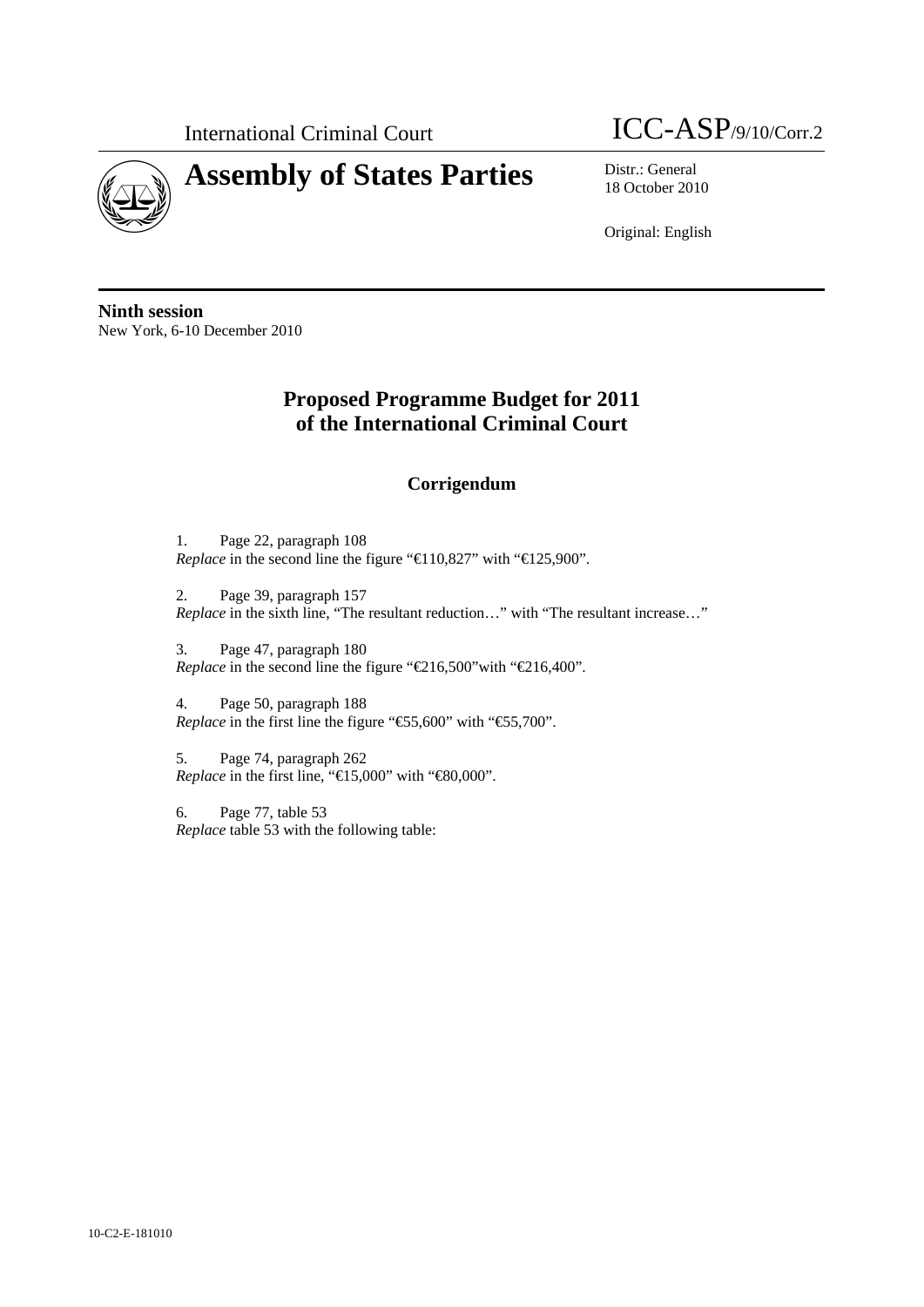International Criminal Court ICC-ASP/9/10/Corr.2

# Assembly of States Parties

Distr.: General
18 October 2010

Original: English

**Ninth session**
New York, 6-10 December 2010

## Proposed Programme Budget for 2011 of the International Criminal Court

### Corrigendum

1. Page 22, paragraph 108
*Replace* in the second line the figure "€110,827" with "€125,900".

2. Page 39, paragraph 157
*Replace* in the sixth line, "The resultant reduction…" with "The resultant increase…"

3. Page 47, paragraph 180
*Replace* in the second line the figure "€216,500"with "€216,400".

4. Page 50, paragraph 188
*Replace* in the first line the figure "€55,600" with "€55,700".

5. Page 74, paragraph 262
*Replace* in the first line, "€15,000" with "€80,000".

6. Page 77, table 53
*Replace* table 53 with the following table: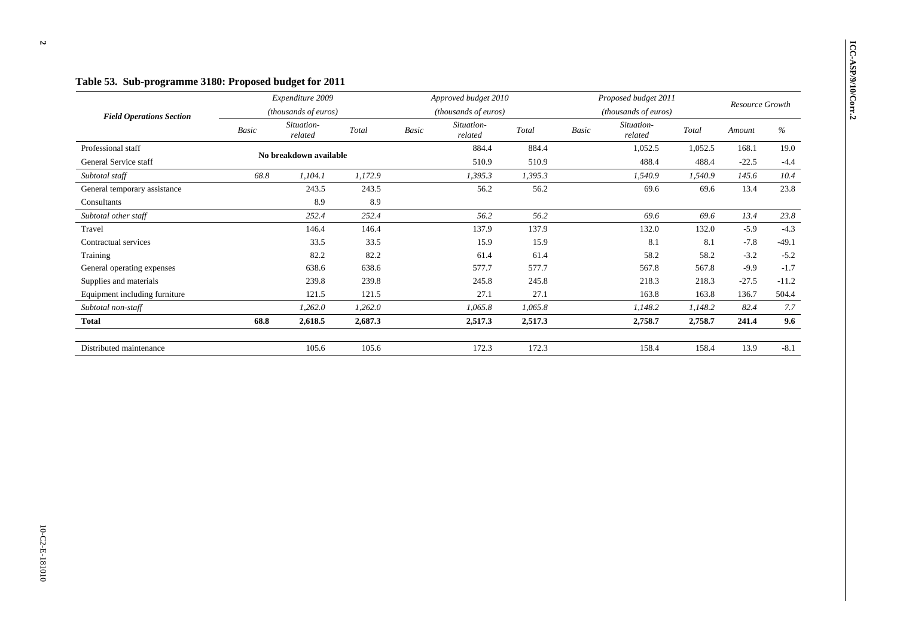### Table 53. Sub-programme 3180: Proposed budget for 2011

| Field Operations Section | Expenditure 2009 (thousands of euros) | | | Approved budget 2010 (thousands of euros) | | | Proposed budget 2011 (thousands of euros) | | | Resource Growth | |
|---|---|---|---|---|---|---|---|---|---|---|---|
| | *Basic* | *Situation-related* | *Total* | *Basic* | *Situation-related* | *Total* | *Basic* | *Situation-related* | *Total* | *Amount* | *%* |
| Professional staff | **No breakdown available** | | | | 884.4 | 884.4 | | 1,052.5 | 1,052.5 | 168.1 | 19.0 |
| General Service staff | | | | | 510.9 | 510.9 | | 488.4 | 488.4 | -22.5 | -4.4 |
| *Subtotal staff* | *68.8* | *1,104.1* | *1,172.9* | | *1,395.3* | *1,395.3* | | *1,540.9* | *1,540.9* | *145.6* | *10.4* |
| General temporary assistance | | 243.5 | 243.5 | | 56.2 | 56.2 | | 69.6 | 69.6 | 13.4 | 23.8 |
| Consultants | | 8.9 | 8.9 | | | | | | | | |
| *Subtotal other staff* | | *252.4* | *252.4* | | *56.2* | *56.2* | | *69.6* | *69.6* | *13.4* | *23.8* |
| Travel | | 146.4 | 146.4 | | 137.9 | 137.9 | | 132.0 | 132.0 | -5.9 | -4.3 |
| Contractual services | | 33.5 | 33.5 | | 15.9 | 15.9 | | 8.1 | 8.1 | -7.8 | -49.1 |
| Training | | 82.2 | 82.2 | | 61.4 | 61.4 | | 58.2 | 58.2 | -3.2 | -5.2 |
| General operating expenses | | 638.6 | 638.6 | | 577.7 | 577.7 | | 567.8 | 567.8 | -9.9 | -1.7 |
| Supplies and materials | | 239.8 | 239.8 | | 245.8 | 245.8 | | 218.3 | 218.3 | -27.5 | -11.2 |
| Equipment including furniture | | 121.5 | 121.5 | | 27.1 | 27.1 | | 163.8 | 163.8 | 136.7 | 504.4 |
| *Subtotal non-staff* | | *1,262.0* | *1,262.0* | | *1,065.8* | *1,065.8* | | *1,148.2* | *1,148.2* | *82.4* | *7.7* |
| **Total** | **68.8** | **2,618.5** | **2,687.3** | | **2,517.3** | **2,517.3** | | **2,758.7** | **2,758.7** | **241.4** | **9.6** |
| | | | | | | | | | | | |
| Distributed maintenance | | 105.6 | 105.6 | | 172.3 | 172.3 | | 158.4 | 158.4 | 13.9 | -8.1 |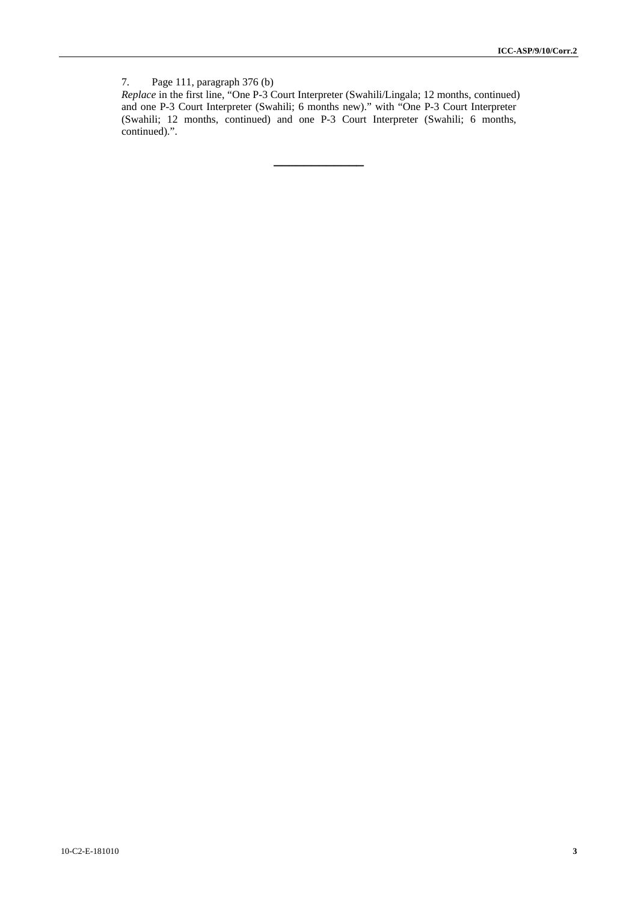7. Page 111, paragraph 376 (b)

*Replace* in the first line, "One P-3 Court Interpreter (Swahili/Lingala; 12 months, continued) and one P-3 Court Interpreter (Swahili; 6 months new)." with "One P-3 Court Interpreter (Swahili; 12 months, continued) and one P-3 Court Interpreter (Swahili; 6 months, continued).".

---